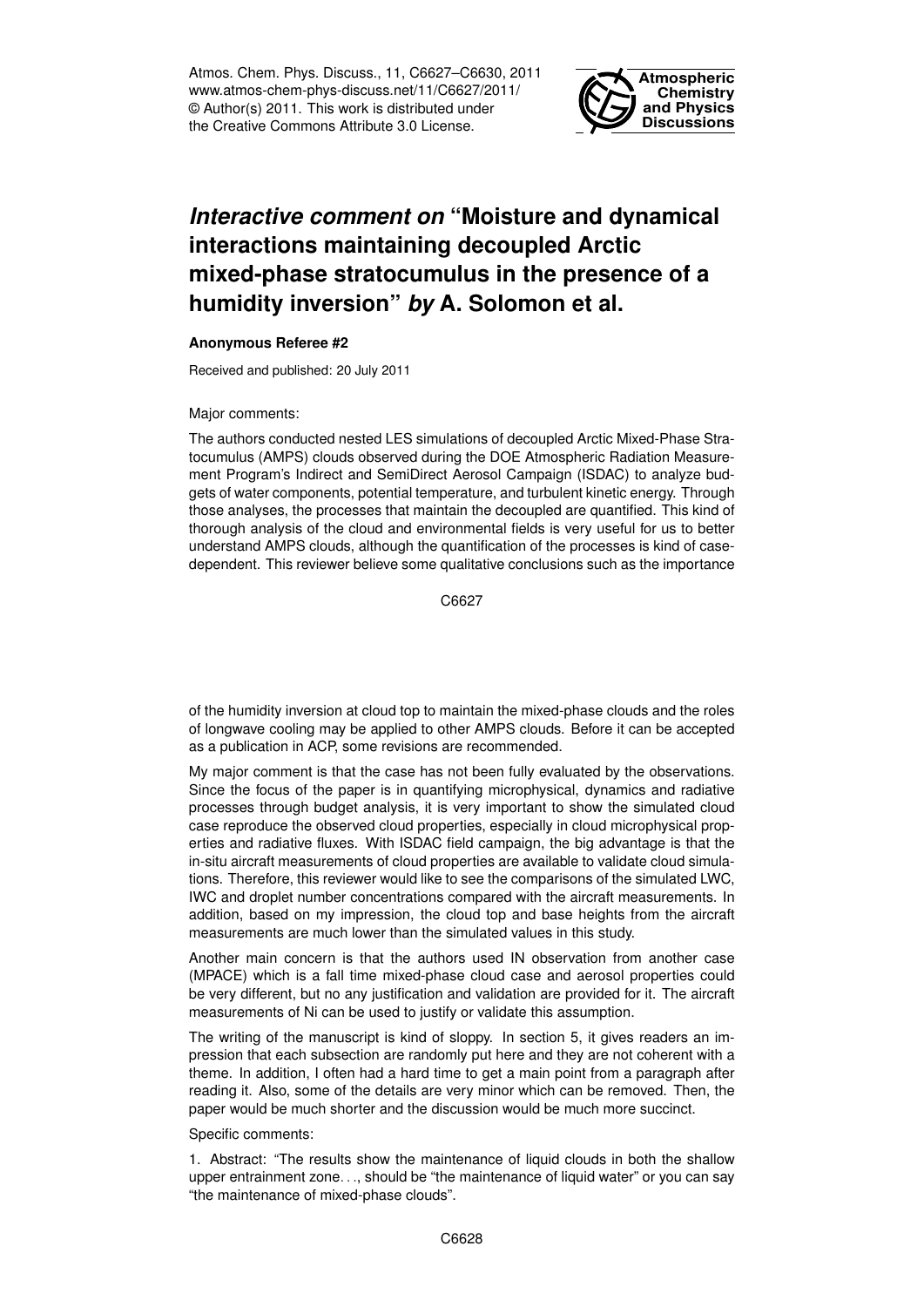# *Interactive comment on* "Moisture and dynamical interactions maintaining decoupled Arctic mixed-phase stratocumulus in the presence of a humidity inversion" *by* A. Solomon et al.

**Anonymous Referee #2**

Received and published: 20 July 2011

Major comments:

The authors conducted nested LES simulations of decoupled Arctic Mixed-Phase Stratocumulus (AMPS) clouds observed during the DOE Atmospheric Radiation Measurement Program's Indirect and SemiDirect Aerosol Campaign (ISDAC) to analyze budgets of water components, potential temperature, and turbulent kinetic energy. Through those analyses, the processes that maintain the decoupled are quantified. This kind of thorough analysis of the cloud and environmental fields is very useful for us to better understand AMPS clouds, although the quantification of the processes is kind of case-dependent. This reviewer believe some qualitative conclusions such as the importance of the humidity inversion at cloud top to maintain the mixed-phase clouds and the roles of longwave cooling may be applied to other AMPS clouds. Before it can be accepted as a publication in ACP, some revisions are recommended.

My major comment is that the case has not been fully evaluated by the observations. Since the focus of the paper is in quantifying microphysical, dynamics and radiative processes through budget analysis, it is very important to show the simulated cloud case reproduce the observed cloud properties, especially in cloud microphysical properties and radiative fluxes. With ISDAC field campaign, the big advantage is that the in-situ aircraft measurements of cloud properties are available to validate cloud simulations. Therefore, this reviewer would like to see the comparisons of the simulated LWC, IWC and droplet number concentrations compared with the aircraft measurements. In addition, based on my impression, the cloud top and base heights from the aircraft measurements are much lower than the simulated values in this study.

Another main concern is that the authors used IN observation from another case (MPACE) which is a fall time mixed-phase cloud case and aerosol properties could be very different, but no any justification and validation are provided for it. The aircraft measurements of Ni can be used to justify or validate this assumption.

The writing of the manuscript is kind of sloppy. In section 5, it gives readers an impression that each subsection are randomly put here and they are not coherent with a theme. In addition, I often had a hard time to get a main point from a paragraph after reading it. Also, some of the details are very minor which can be removed. Then, the paper would be much shorter and the discussion would be much more succinct.

Specific comments:

1. Abstract: "The results show the maintenance of liquid clouds in both the shallow upper entrainment zone…, should be "the maintenance of liquid water" or you can say "the maintenance of mixed-phase clouds".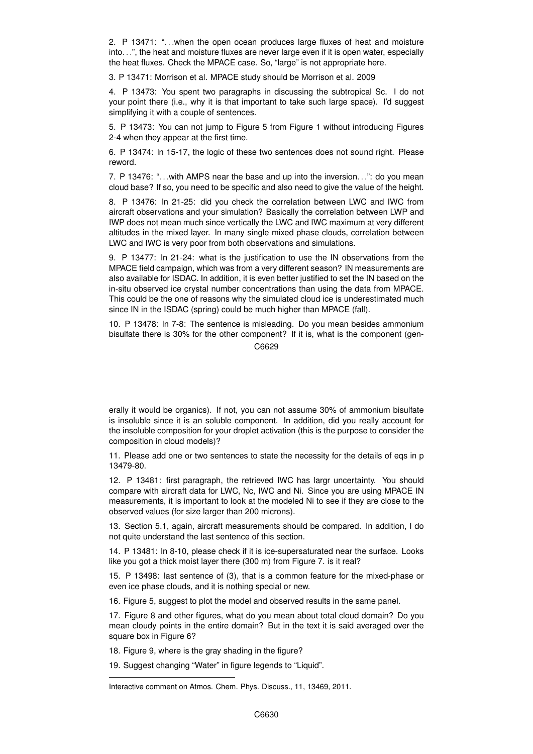2. P 13471: "...when the open ocean produces large fluxes of heat and moisture into...", the heat and moisture fluxes are never large even if it is open water, especially the heat fluxes. Check the MPACE case. So, "large" is not appropriate here.

3. P 13471: Morrison et al. MPACE study should be Morrison et al. 2009

4. P 13473: You spent two paragraphs in discussing the subtropical Sc. I do not your point there (i.e., why it is that important to take such large space). I'd suggest simplifying it with a couple of sentences.

5. P 13473: You can not jump to Figure 5 from Figure 1 without introducing Figures 2-4 when they appear at the first time.

6. P 13474: ln 15-17, the logic of these two sentences does not sound right. Please reword.

7. P 13476: "...with AMPS near the base and up into the inversion...": do you mean cloud base? If so, you need to be specific and also need to give the value of the height.

8. P 13476: ln 21-25: did you check the correlation between LWC and IWC from aircraft observations and your simulation? Basically the correlation between LWP and IWP does not mean much since vertically the LWC and IWC maximum at very different altitudes in the mixed layer. In many single mixed phase clouds, correlation between LWC and IWC is very poor from both observations and simulations.

9. P 13477: ln 21-24: what is the justification to use the IN observations from the MPACE field campaign, which was from a very different season? IN measurements are also available for ISDAC. In addition, it is even better justified to set the IN based on the in-situ observed ice crystal number concentrations than using the data from MPACE. This could be the one of reasons why the simulated cloud ice is underestimated much since IN in the ISDAC (spring) could be much higher than MPACE (fall).

10. P 13478: ln 7-8: The sentence is misleading. Do you mean besides ammonium bisulfate there is 30% for the other component? If it is, what is the component (generally it would be organics). If not, you can not assume 30% of ammonium bisulfate is insoluble since it is an soluble component. In addition, did you really account for the insoluble composition for your droplet activation (this is the purpose to consider the composition in cloud models)?

11. Please add one or two sentences to state the necessity for the details of eqs in p 13479-80.

12. P 13481: first paragraph, the retrieved IWC has largr uncertainty. You should compare with aircraft data for LWC, Nc, IWC and Ni. Since you are using MPACE IN measurements, it is important to look at the modeled Ni to see if they are close to the observed values (for size larger than 200 microns).

13. Section 5.1, again, aircraft measurements should be compared. In addition, I do not quite understand the last sentence of this section.

14. P 13481: ln 8-10, please check if it is ice-supersaturated near the surface. Looks like you got a thick moist layer there (300 m) from Figure 7. is it real?

15. P 13498: last sentence of (3), that is a common feature for the mixed-phase or even ice phase clouds, and it is nothing special or new.

16. Figure 5, suggest to plot the model and observed results in the same panel.

17. Figure 8 and other figures, what do you mean about total cloud domain? Do you mean cloudy points in the entire domain? But in the text it is said averaged over the square box in Figure 6?

18. Figure 9, where is the gray shading in the figure?

19. Suggest changing "Water" in figure legends to "Liquid".

---

Interactive comment on Atmos. Chem. Phys. Discuss., 11, 13469, 2011.